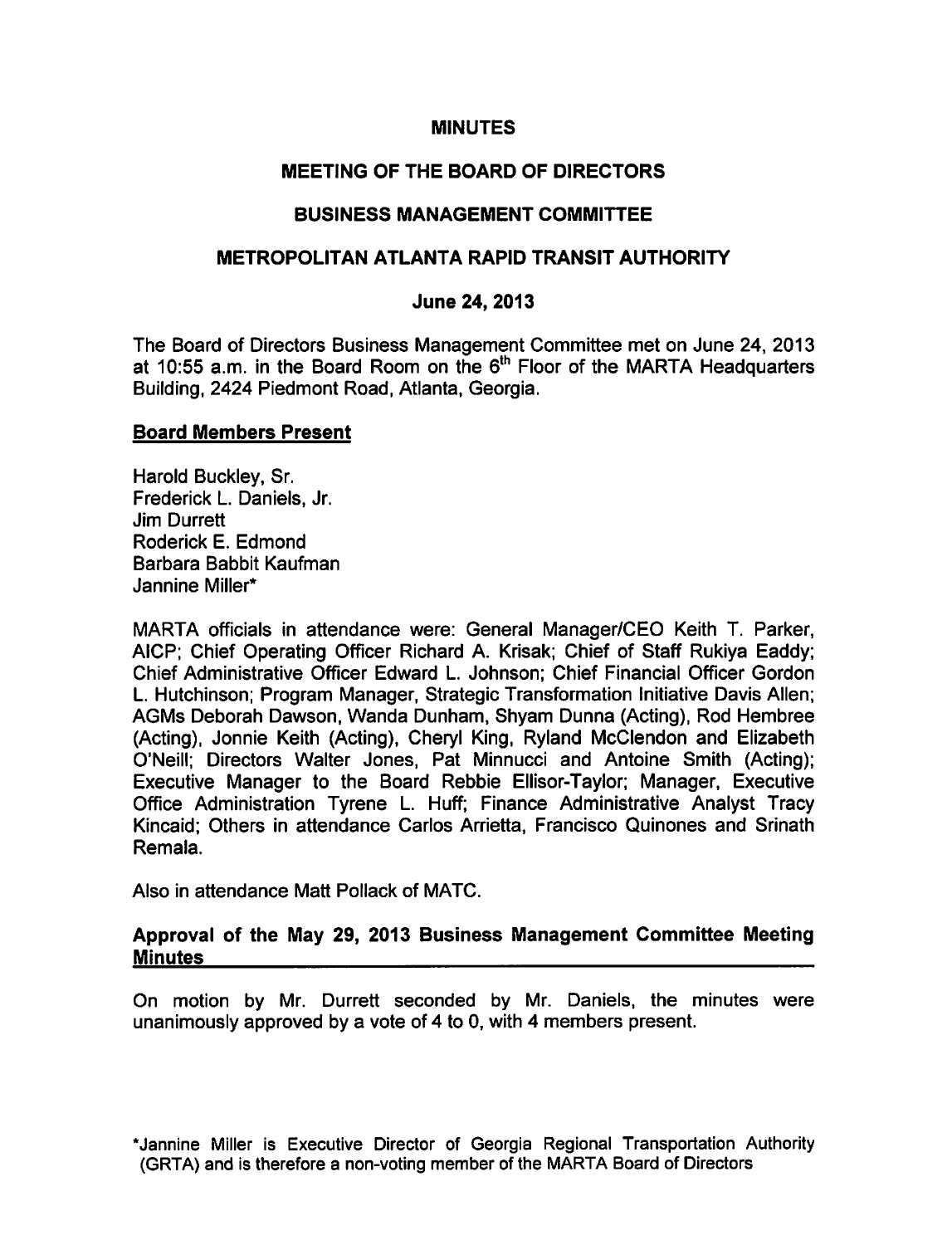# MINUTES

## MEETING OF THE BOARD OF DIRECTORS

## BUSINESS MANAGEMENT COMMITTEE

## METROPOLITAN ATLANTA RAPID TRANSIT AUTHORITY

### June 24, 2013

The Board of Directors Business Management Committee met on June 24, 2013 at 10:55 a.m. in the Board Room on the 6th Floor of the MARTA Headquarters Building, 2424 Piedmont Road, Atlanta, Georgia.

**Board Members Present**

Harold Buckley, Sr.
Frederick L. Daniels, Jr.
Jim Durrett
Roderick E. Edmond
Barbara Babbit Kaufman
Jannine Miller*

MARTA officials in attendance were: General Manager/CEO Keith T. Parker, AICP; Chief Operating Officer Richard A. Krisak; Chief of Staff Rukiya Eaddy; Chief Administrative Officer Edward L. Johnson; Chief Financial Officer Gordon L. Hutchinson; Program Manager, Strategic Transformation Initiative Davis Allen; AGMs Deborah Dawson, Wanda Dunham, Shyam Dunna (Acting), Rod Hembree (Acting), Jonnie Keith (Acting), Cheryl King, Ryland McClendon and Elizabeth O'Neill; Directors Walter Jones, Pat Minnucci and Antoine Smith (Acting); Executive Manager to the Board Rebbie Ellisor-Taylor; Manager, Executive Office Administration Tyrene L. Huff; Finance Administrative Analyst Tracy Kincaid; Others in attendance Carlos Arrietta, Francisco Quinones and Srinath Remala.

Also in attendance Matt Pollack of MATC.

**Approval of the May 29, 2013 Business Management Committee Meeting Minutes**

On motion by Mr. Durrett seconded by Mr. Daniels, the minutes were unanimously approved by a vote of 4 to 0, with 4 members present.

*Jannine Miller is Executive Director of Georgia Regional Transportation Authority (GRTA) and is therefore a non-voting member of the MARTA Board of Directors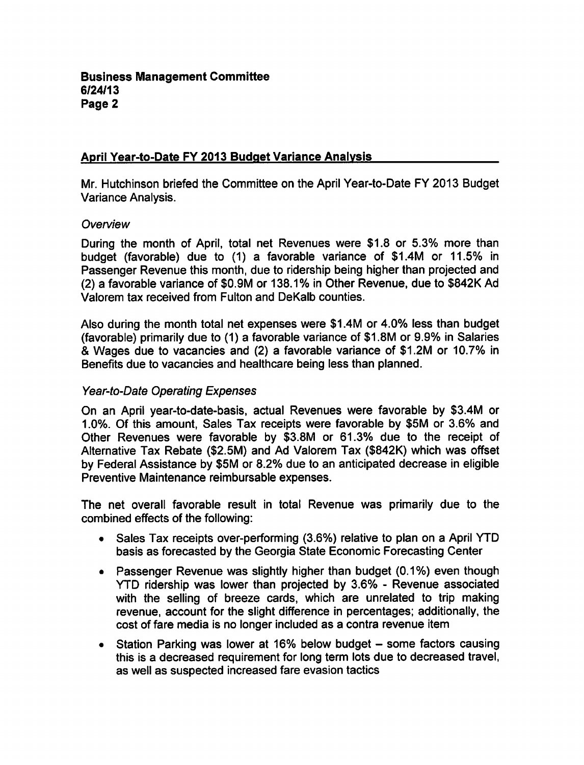## April Year-to-Date FY 2013 Budget Variance Analysis

Mr. Hutchinson briefed the Committee on the April Year-to-Date FY 2013 Budget Variance Analysis.

*Overview*

During the month of April, total net Revenues were $1.8 or 5.3% more than budget (favorable) due to (1) a favorable variance of $1.4M or 11.5% in Passenger Revenue this month, due to ridership being higher than projected and (2) a favorable variance of $0.9M or 138.1% in Other Revenue, due to $842K Ad Valorem tax received from Fulton and DeKalb counties.

Also during the month total net expenses were $1.4M or 4.0% less than budget (favorable) primarily due to (1) a favorable variance of $1.8M or 9.9% in Salaries & Wages due to vacancies and (2) a favorable variance of $1.2M or 10.7% in Benefits due to vacancies and healthcare being less than planned.

*Year-to-Date Operating Expenses*

On an April year-to-date-basis, actual Revenues were favorable by $3.4M or 1.0%. Of this amount, Sales Tax receipts were favorable by $5M or 3.6% and Other Revenues were favorable by $3.8M or 61.3% due to the receipt of Alternative Tax Rebate ($2.5M) and Ad Valorem Tax ($842K) which was offset by Federal Assistance by $5M or 8.2% due to an anticipated decrease in eligible Preventive Maintenance reimbursable expenses.

The net overall favorable result in total Revenue was primarily due to the combined effects of the following:

- Sales Tax receipts over-performing (3.6%) relative to plan on a April YTD basis as forecasted by the Georgia State Economic Forecasting Center
- Passenger Revenue was slightly higher than budget (0.1%) even though YTD ridership was lower than projected by 3.6% - Revenue associated with the selling of breeze cards, which are unrelated to trip making revenue, account for the slight difference in percentages; additionally, the cost of fare media is no longer included as a contra revenue item
- Station Parking was lower at 16% below budget – some factors causing this is a decreased requirement for long term lots due to decreased travel, as well as suspected increased fare evasion tactics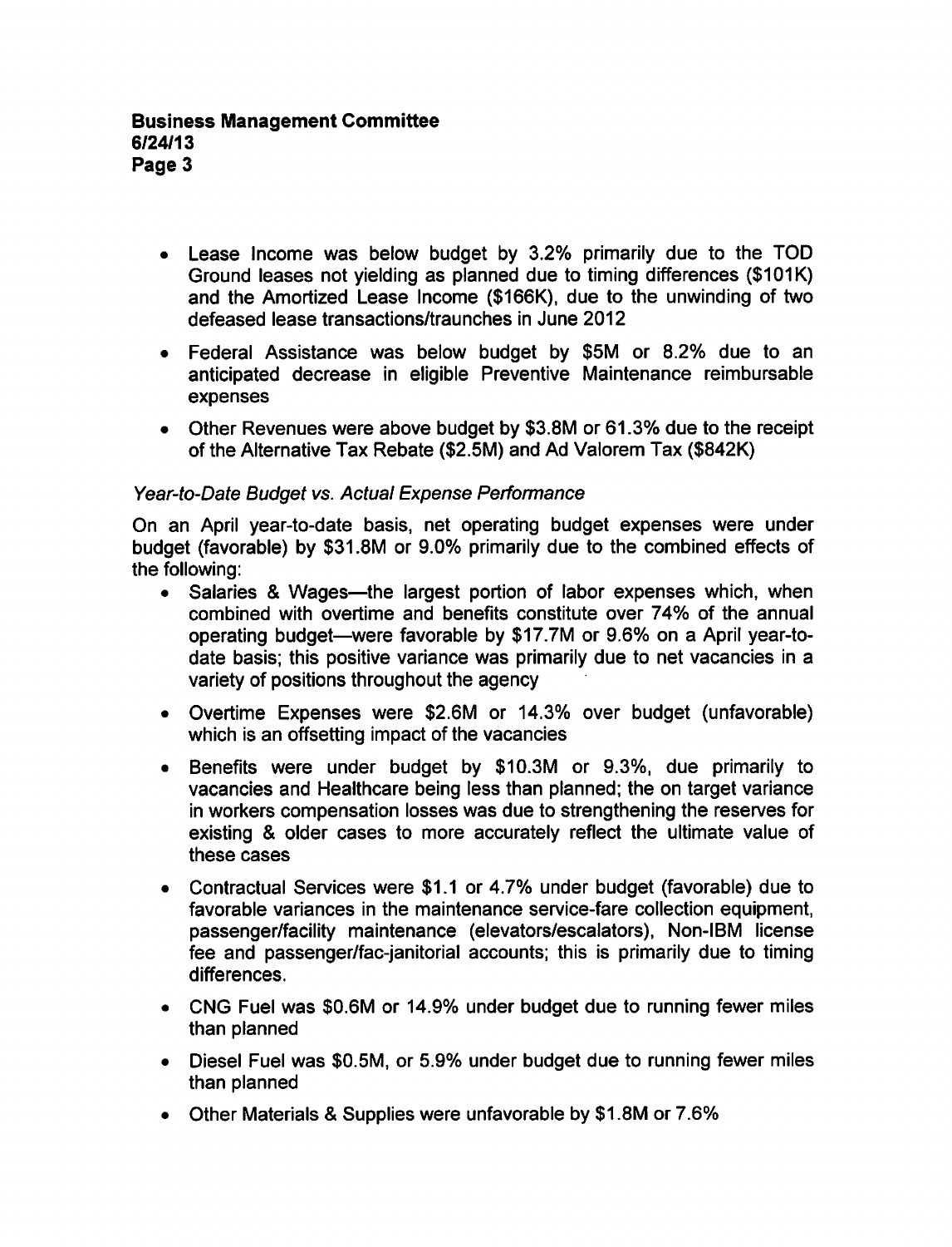- Lease Income was below budget by 3.2% primarily due to the TOD Ground leases not yielding as planned due to timing differences ($101K) and the Amortized Lease Income ($166K), due to the unwinding of two defeased lease transactions/traunches in June 2012
- Federal Assistance was below budget by $5M or 8.2% due to an anticipated decrease in eligible Preventive Maintenance reimbursable expenses
- Other Revenues were above budget by $3.8M or 61.3% due to the receipt of the Alternative Tax Rebate ($2.5M) and Ad Valorem Tax ($842K)

*Year-to-Date Budget vs. Actual Expense Performance*

On an April year-to-date basis, net operating budget expenses were under budget (favorable) by $31.8M or 9.0% primarily due to the combined effects of the following:

- Salaries & Wages—the largest portion of labor expenses which, when combined with overtime and benefits constitute over 74% of the annual operating budget—were favorable by $17.7M or 9.6% on a April year-to-date basis; this positive variance was primarily due to net vacancies in a variety of positions throughout the agency
- Overtime Expenses were $2.6M or 14.3% over budget (unfavorable) which is an offsetting impact of the vacancies
- Benefits were under budget by $10.3M or 9.3%, due primarily to vacancies and Healthcare being less than planned; the on target variance in workers compensation losses was due to strengthening the reserves for existing & older cases to more accurately reflect the ultimate value of these cases
- Contractual Services were $1.1 or 4.7% under budget (favorable) due to favorable variances in the maintenance service-fare collection equipment, passenger/facility maintenance (elevators/escalators), Non-IBM license fee and passenger/fac-janitorial accounts; this is primarily due to timing differences.
- CNG Fuel was $0.6M or 14.9% under budget due to running fewer miles than planned
- Diesel Fuel was $0.5M, or 5.9% under budget due to running fewer miles than planned
- Other Materials & Supplies were unfavorable by $1.8M or 7.6%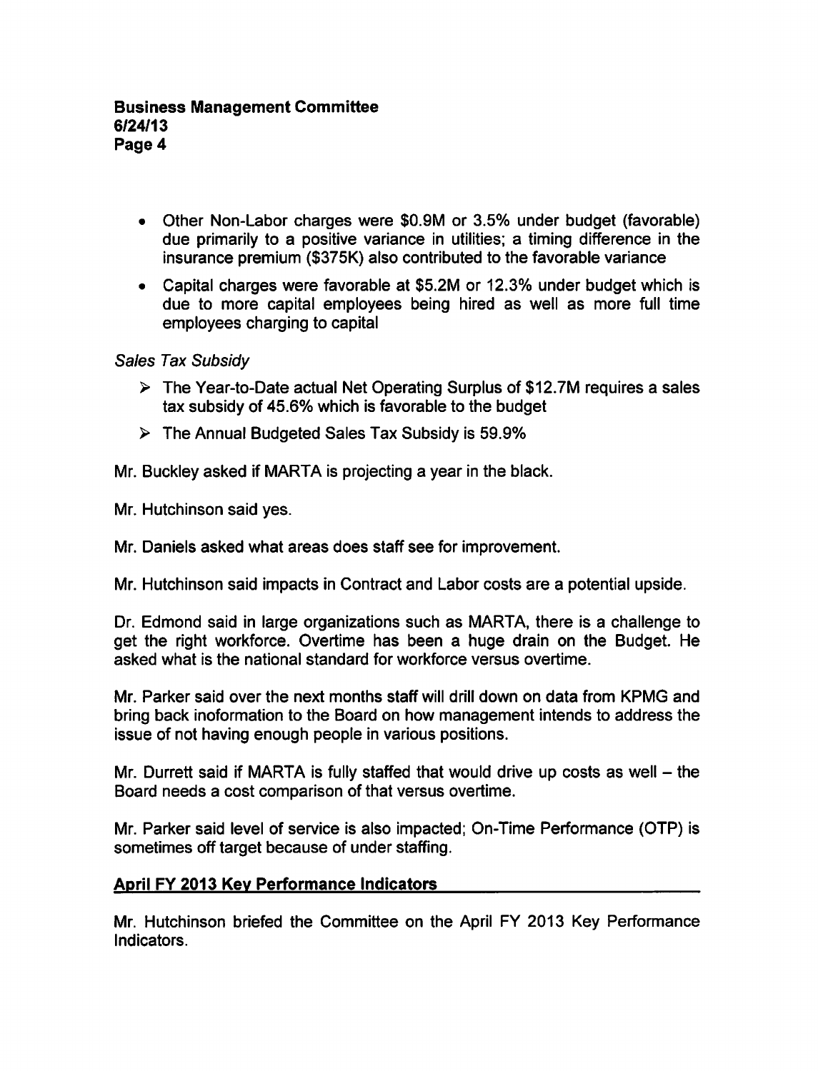- Other Non-Labor charges were $0.9M or 3.5% under budget (favorable) due primarily to a positive variance in utilities; a timing difference in the insurance premium ($375K) also contributed to the favorable variance
- Capital charges were favorable at $5.2M or 12.3% under budget which is due to more capital employees being hired as well as more full time employees charging to capital

*Sales Tax Subsidy*

- The Year-to-Date actual Net Operating Surplus of $12.7M requires a sales tax subsidy of 45.6% which is favorable to the budget
- The Annual Budgeted Sales Tax Subsidy is 59.9%

Mr. Buckley asked if MARTA is projecting a year in the black.

Mr. Hutchinson said yes.

Mr. Daniels asked what areas does staff see for improvement.

Mr. Hutchinson said impacts in Contract and Labor costs are a potential upside.

Dr. Edmond said in large organizations such as MARTA, there is a challenge to get the right workforce. Overtime has been a huge drain on the Budget. He asked what is the national standard for workforce versus overtime.

Mr. Parker said over the next months staff will drill down on data from KPMG and bring back inoformation to the Board on how management intends to address the issue of not having enough people in various positions.

Mr. Durrett said if MARTA is fully staffed that would drive up costs as well – the Board needs a cost comparison of that versus overtime.

Mr. Parker said level of service is also impacted; On-Time Performance (OTP) is sometimes off target because of under staffing.

## April FY 2013 Key Performance Indicators

Mr. Hutchinson briefed the Committee on the April FY 2013 Key Performance Indicators.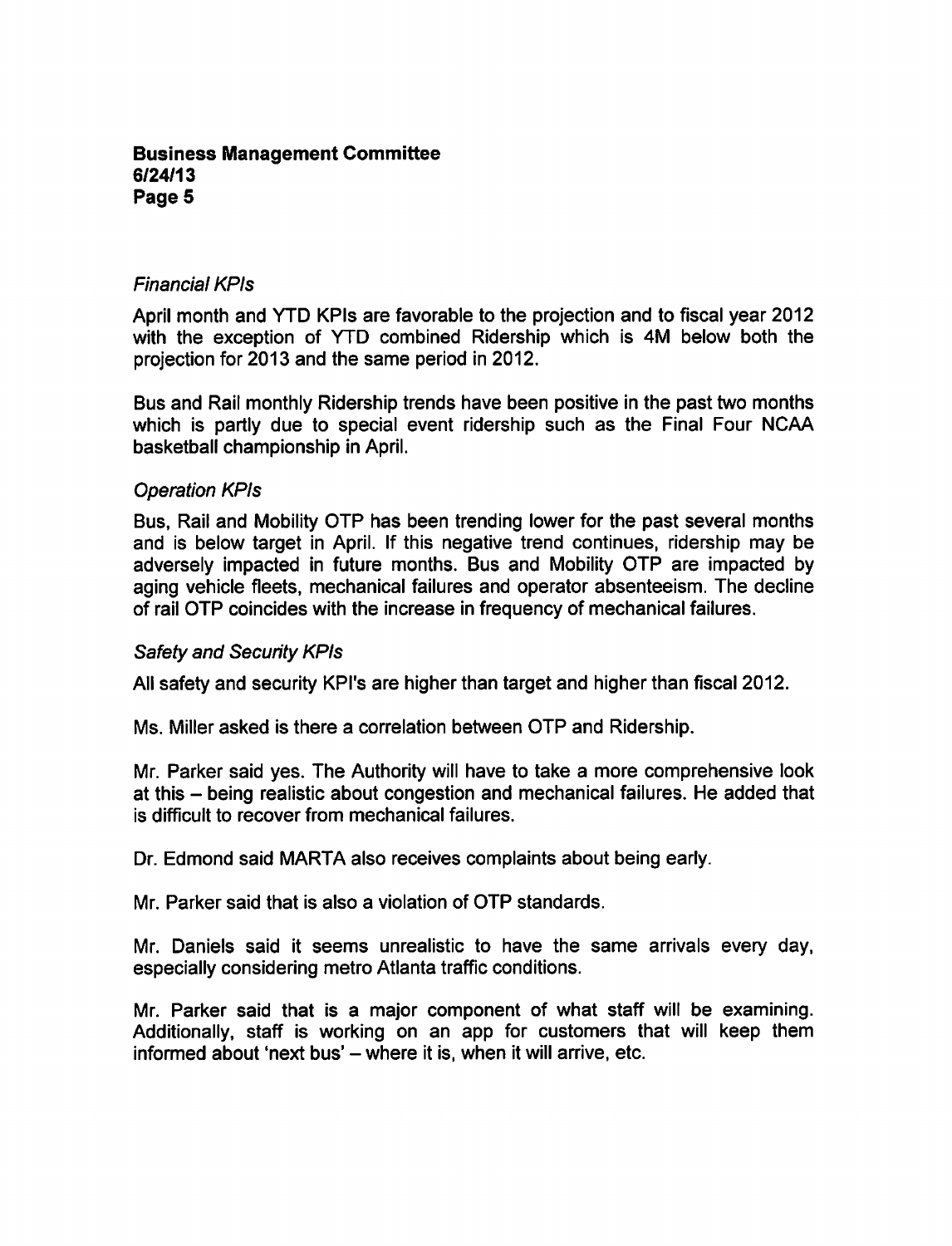*Financial KPIs*

April month and YTD KPIs are favorable to the projection and to fiscal year 2012 with the exception of YTD combined Ridership which is 4M below both the projection for 2013 and the same period in 2012.

Bus and Rail monthly Ridership trends have been positive in the past two months which is partly due to special event ridership such as the Final Four NCAA basketball championship in April.

*Operation KPIs*

Bus, Rail and Mobility OTP has been trending lower for the past several months and is below target in April. If this negative trend continues, ridership may be adversely impacted in future months. Bus and Mobility OTP are impacted by aging vehicle fleets, mechanical failures and operator absenteeism. The decline of rail OTP coincides with the increase in frequency of mechanical failures.

*Safety and Security KPIs*

All safety and security KPI's are higher than target and higher than fiscal 2012.

Ms. Miller asked is there a correlation between OTP and Ridership.

Mr. Parker said yes. The Authority will have to take a more comprehensive look at this – being realistic about congestion and mechanical failures. He added that is difficult to recover from mechanical failures.

Dr. Edmond said MARTA also receives complaints about being early.

Mr. Parker said that is also a violation of OTP standards.

Mr. Daniels said it seems unrealistic to have the same arrivals every day, especially considering metro Atlanta traffic conditions.

Mr. Parker said that is a major component of what staff will be examining. Additionally, staff is working on an app for customers that will keep them informed about 'next bus' – where it is, when it will arrive, etc.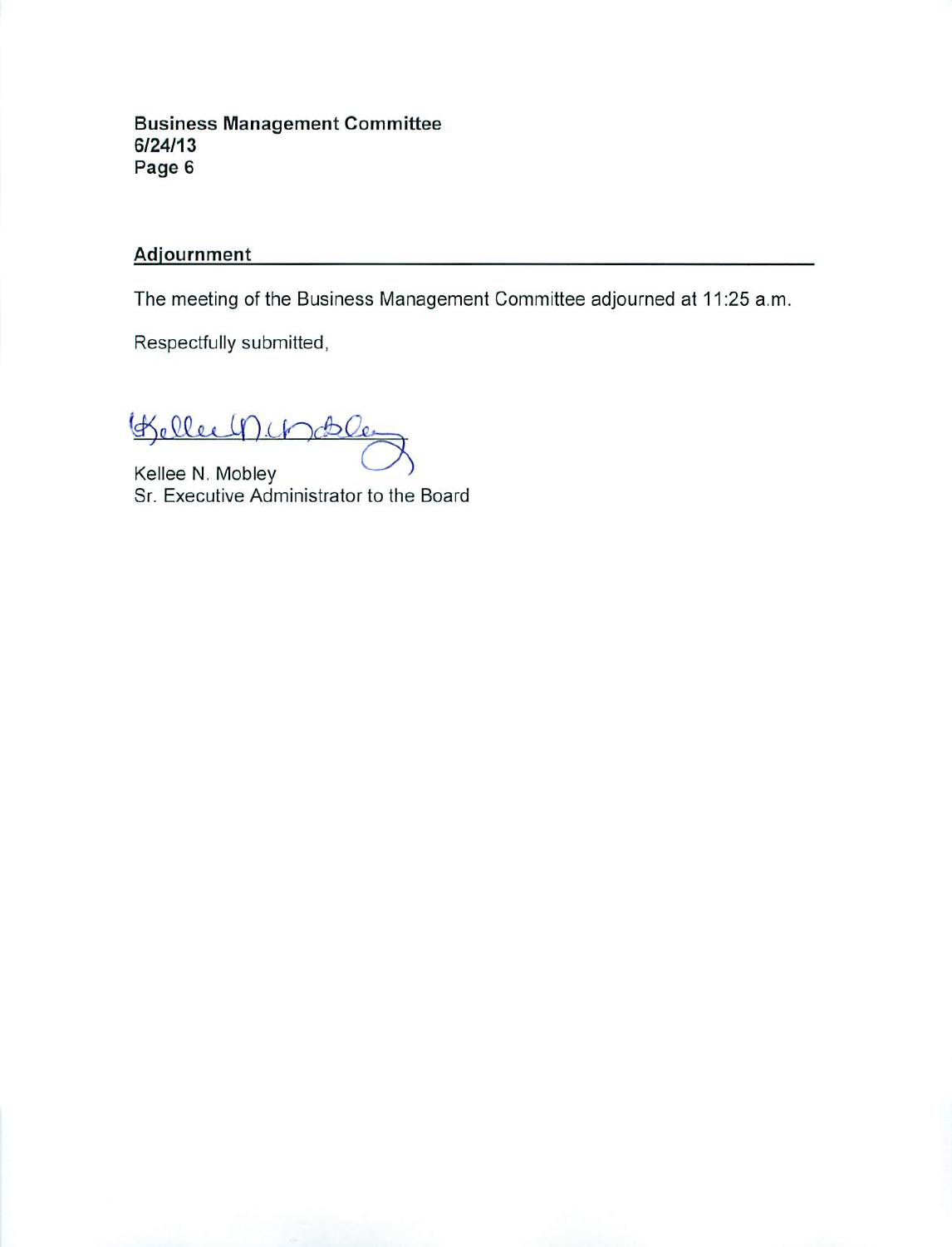## Adjournment

The meeting of the Business Management Committee adjourned at 11:25 a.m.

Respectfully submitted,

Kellee N. Mobley
Sr. Executive Administrator to the Board